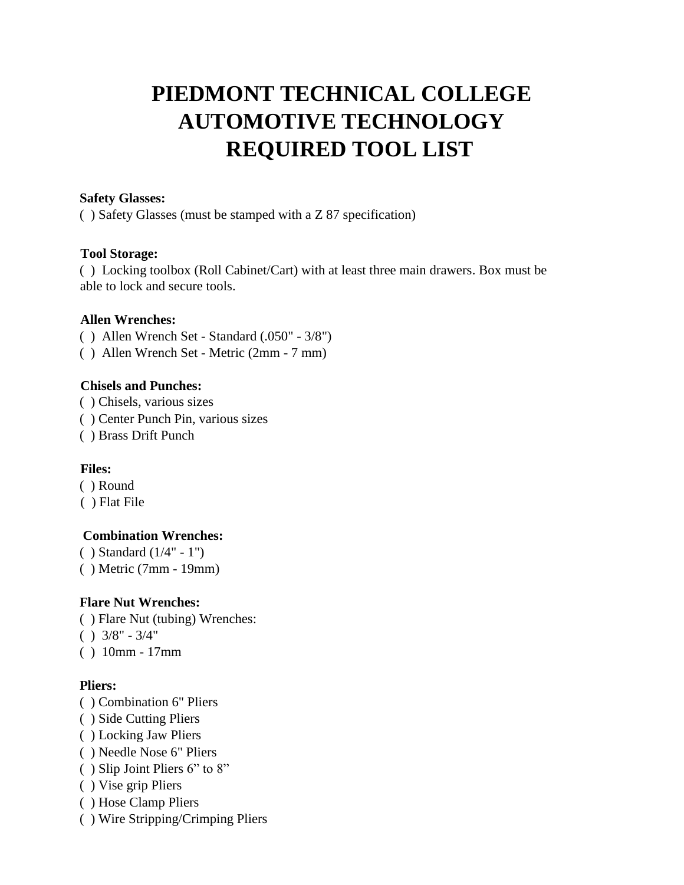# PIEDMONT TECHNICAL COLLEGE
# AUTOMOTIVE TECHNOLOGY
# REQUIRED TOOL LIST

**Safety Glasses:**

( ) Safety Glasses (must be stamped with a Z 87 specification)

**Tool Storage:**

( ) Locking toolbox (Roll Cabinet/Cart) with at least three main drawers. Box must be able to lock and secure tools.

**Allen Wrenches:**

( ) Allen Wrench Set - Standard (.050" - 3/8")
( ) Allen Wrench Set - Metric (2mm - 7 mm)

**Chisels and Punches:**

( ) Chisels, various sizes
( ) Center Punch Pin, various sizes
( ) Brass Drift Punch

**Files:**

( ) Round
( ) Flat File

**Combination Wrenches:**

( ) Standard (1/4" - 1")
( ) Metric (7mm - 19mm)

**Flare Nut Wrenches:**

( ) Flare Nut (tubing) Wrenches:
( ) 3/8" - 3/4"
( ) 10mm - 17mm

**Pliers:**

( ) Combination 6" Pliers
( ) Side Cutting Pliers
( ) Locking Jaw Pliers
( ) Needle Nose 6" Pliers
( ) Slip Joint Pliers 6" to 8"
( ) Vise grip Pliers
( ) Hose Clamp Pliers
( ) Wire Stripping/Crimping Pliers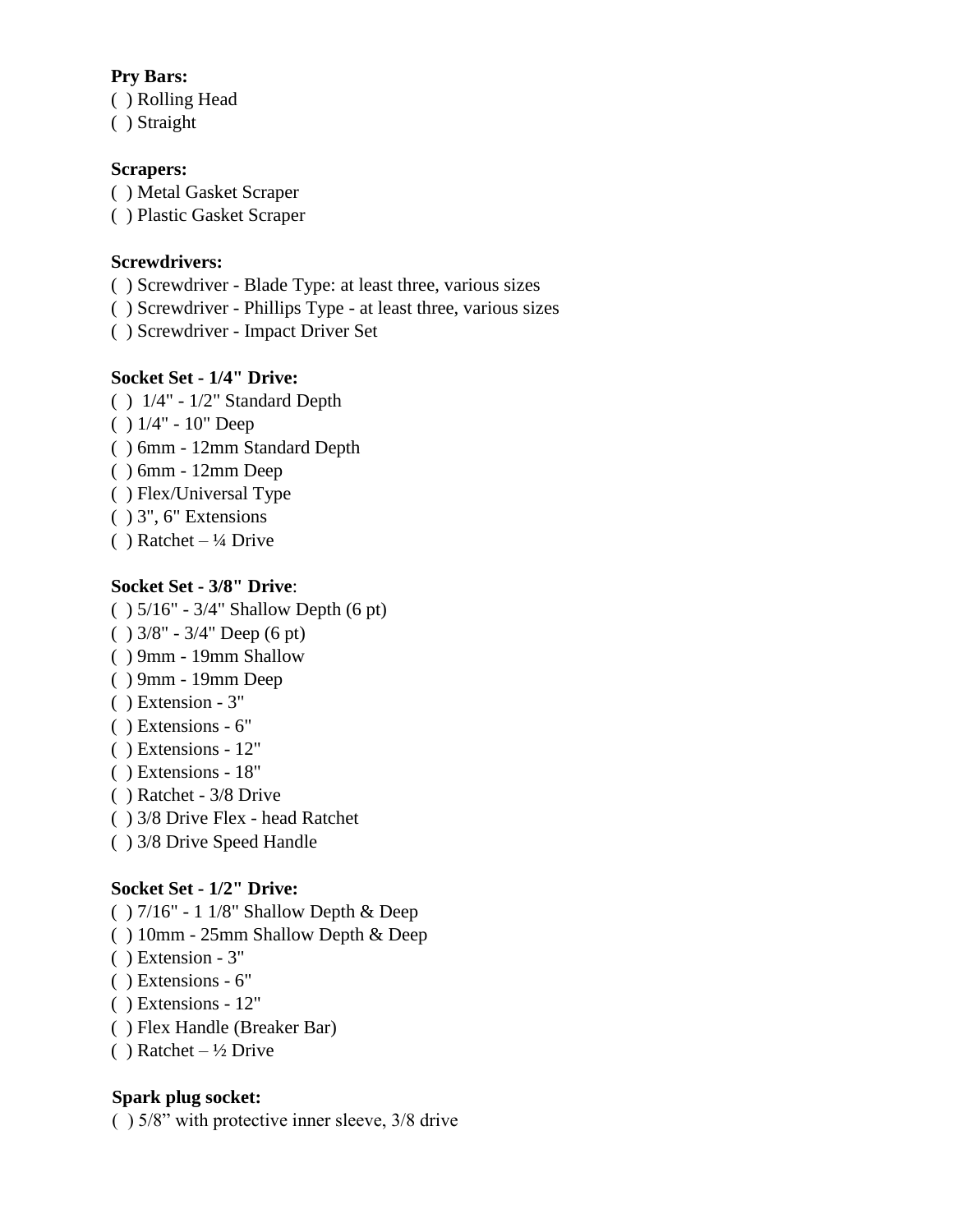**Pry Bars:**
( ) Rolling Head
( ) Straight

**Scrapers:**
( ) Metal Gasket Scraper
( ) Plastic Gasket Scraper

**Screwdrivers:**
( ) Screwdriver - Blade Type: at least three, various sizes
( ) Screwdriver - Phillips Type - at least three, various sizes
( ) Screwdriver - Impact Driver Set

**Socket Set - 1/4" Drive:**
( )  1/4" - 1/2" Standard Depth
( ) 1/4" - 10" Deep
( ) 6mm - 12mm Standard Depth
( ) 6mm - 12mm Deep
( ) Flex/Universal Type
( ) 3", 6" Extensions
( ) Ratchet – ¼ Drive

**Socket Set - 3/8" Drive**:
( ) 5/16" - 3/4" Shallow Depth (6 pt)
( ) 3/8" - 3/4" Deep (6 pt)
( ) 9mm - 19mm Shallow
( ) 9mm - 19mm Deep
( ) Extension - 3"
( ) Extensions - 6"
( ) Extensions - 12"
( ) Extensions - 18"
( ) Ratchet - 3/8 Drive
( ) 3/8 Drive Flex - head Ratchet
( ) 3/8 Drive Speed Handle

**Socket Set - 1/2" Drive:**
( ) 7/16" - 1 1/8" Shallow Depth & Deep
( ) 10mm - 25mm Shallow Depth & Deep
( ) Extension - 3"
( ) Extensions - 6"
( ) Extensions - 12"
( ) Flex Handle (Breaker Bar)
( ) Ratchet – ½ Drive

**Spark plug socket:**
( ) 5/8" with protective inner sleeve, 3/8 drive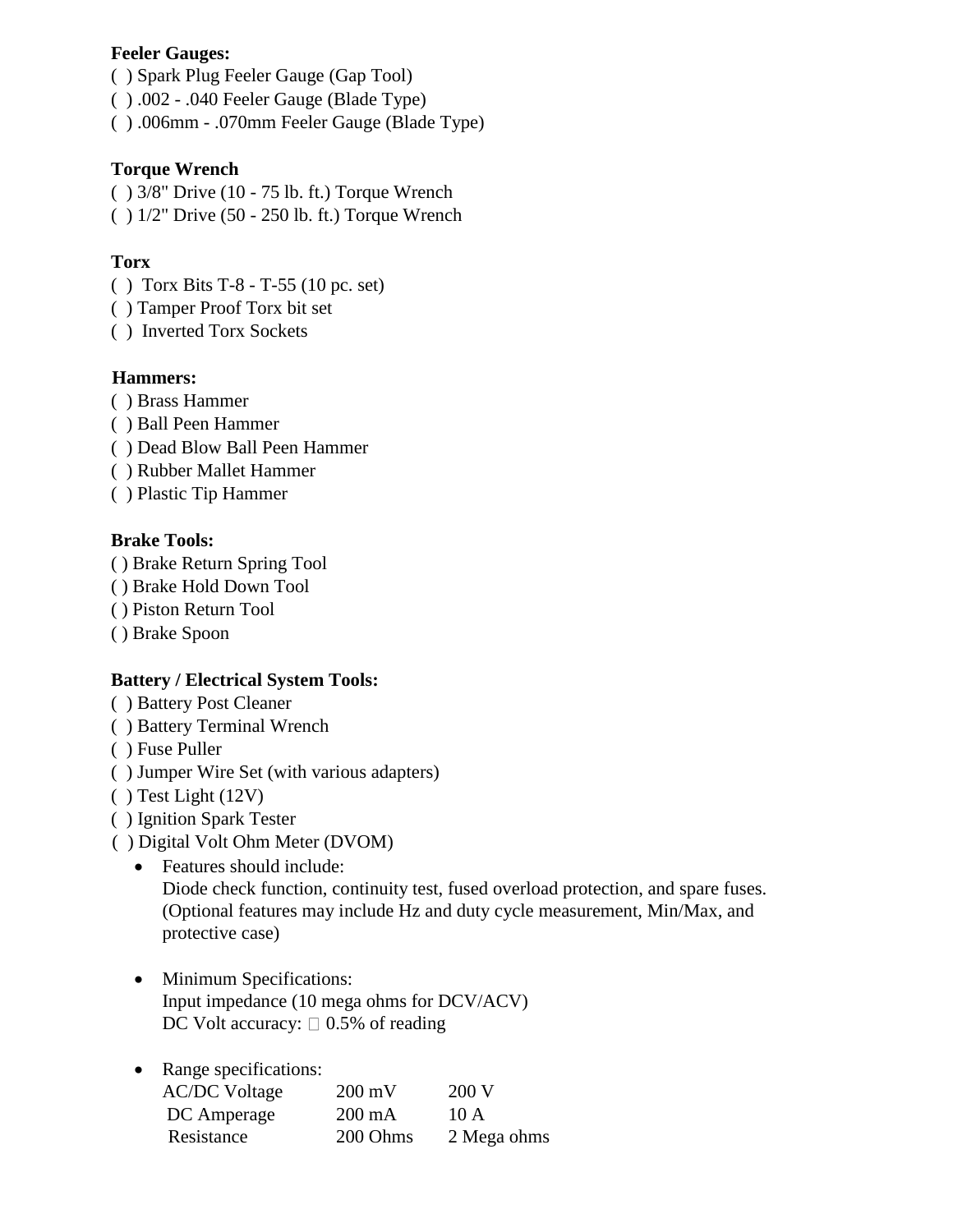**Feeler Gauges:**

( ) Spark Plug Feeler Gauge (Gap Tool)
( ) .002 - .040 Feeler Gauge (Blade Type)
( ) .006mm - .070mm Feeler Gauge (Blade Type)

**Torque Wrench**

( ) 3/8" Drive (10 - 75 lb. ft.) Torque Wrench
( ) 1/2" Drive (50 - 250 lb. ft.) Torque Wrench

**Torx**

( ) Torx Bits T-8 - T-55 (10 pc. set)
( ) Tamper Proof Torx bit set
( ) Inverted Torx Sockets

**Hammers:**

( ) Brass Hammer
( ) Ball Peen Hammer
( ) Dead Blow Ball Peen Hammer
( ) Rubber Mallet Hammer
( ) Plastic Tip Hammer

**Brake Tools:**

( ) Brake Return Spring Tool
( ) Brake Hold Down Tool
( ) Piston Return Tool
( ) Brake Spoon

**Battery / Electrical System Tools:**

( ) Battery Post Cleaner
( ) Battery Terminal Wrench
( ) Fuse Puller
( ) Jumper Wire Set (with various adapters)
( ) Test Light (12V)
( ) Ignition Spark Tester
( ) Digital Volt Ohm Meter (DVOM)

- Features should include:
  Diode check function, continuity test, fused overload protection, and spare fuses. (Optional features may include Hz and duty cycle measurement, Min/Max, and protective case)

- Minimum Specifications:
  Input impedance (10 mega ohms for DCV/ACV)
  DC Volt accuracy: ± 0.5% of reading

- Range specifications:

| | | |
|---|---|---|
| AC/DC Voltage | 200 mV | 200 V |
| DC Amperage | 200 mA | 10 A |
| Resistance | 200 Ohms | 2 Mega ohms |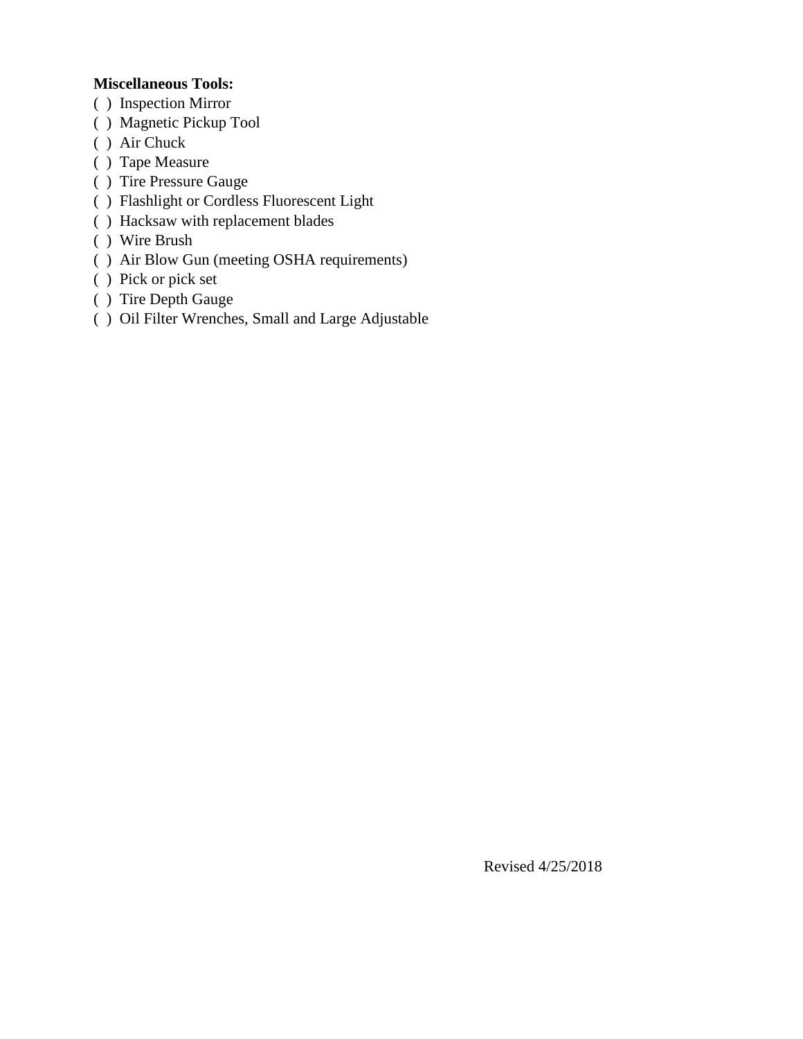**Miscellaneous Tools:**

( ) Inspection Mirror
( ) Magnetic Pickup Tool
( ) Air Chuck
( ) Tape Measure
( ) Tire Pressure Gauge
( ) Flashlight or Cordless Fluorescent Light
( ) Hacksaw with replacement blades
( ) Wire Brush
( ) Air Blow Gun (meeting OSHA requirements)
( ) Pick or pick set
( ) Tire Depth Gauge
( ) Oil Filter Wrenches, Small and Large Adjustable

Revised 4/25/2018